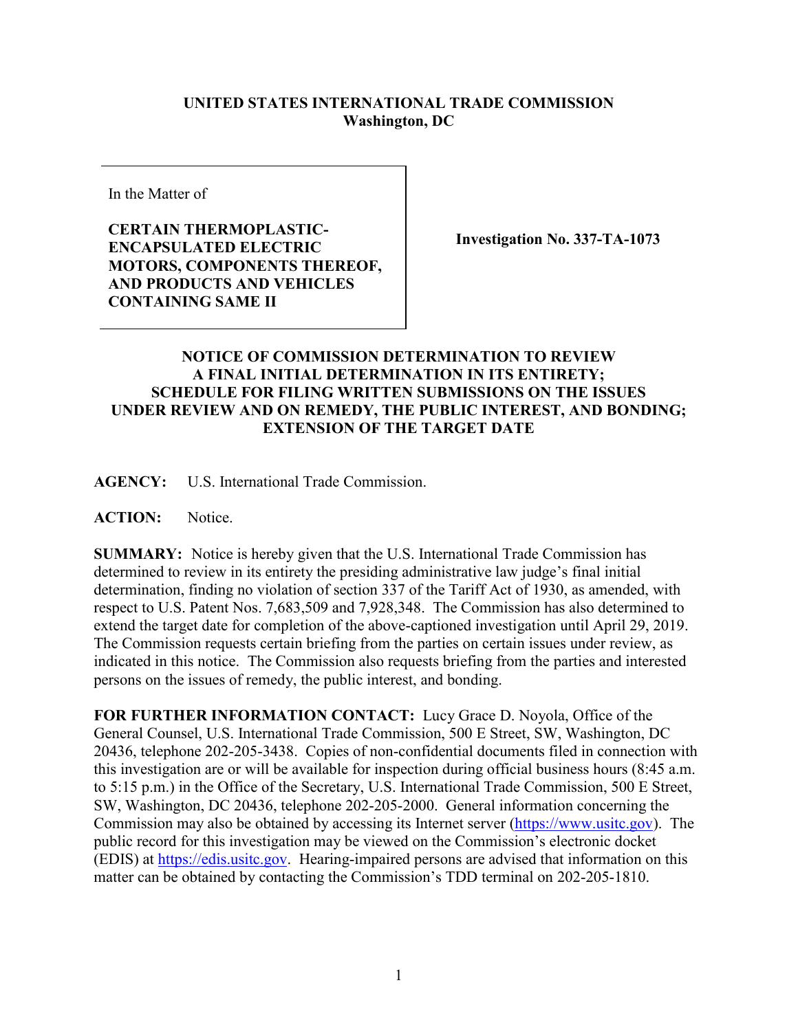**UNITED STATES INTERNATIONAL TRADE COMMISSION**
**Washington, DC**

| In the Matter of<br><br>**CERTAIN THERMOPLASTIC-ENCAPSULATED ELECTRIC MOTORS, COMPONENTS THEREOF, AND PRODUCTS AND VEHICLES CONTAINING SAME II** | **Investigation No. 337-TA-1073** |
|---|---|

**NOTICE OF COMMISSION DETERMINATION TO REVIEW A FINAL INITIAL DETERMINATION IN ITS ENTIRETY; SCHEDULE FOR FILING WRITTEN SUBMISSIONS ON THE ISSUES UNDER REVIEW AND ON REMEDY, THE PUBLIC INTEREST, AND BONDING; EXTENSION OF THE TARGET DATE**

**AGENCY:** U.S. International Trade Commission.

**ACTION:** Notice.

**SUMMARY:** Notice is hereby given that the U.S. International Trade Commission has determined to review in its entirety the presiding administrative law judge's final initial determination, finding no violation of section 337 of the Tariff Act of 1930, as amended, with respect to U.S. Patent Nos. 7,683,509 and 7,928,348. The Commission has also determined to extend the target date for completion of the above-captioned investigation until April 29, 2019. The Commission requests certain briefing from the parties on certain issues under review, as indicated in this notice. The Commission also requests briefing from the parties and interested persons on the issues of remedy, the public interest, and bonding.

**FOR FURTHER INFORMATION CONTACT:** Lucy Grace D. Noyola, Office of the General Counsel, U.S. International Trade Commission, 500 E Street, SW, Washington, DC 20436, telephone 202-205-3438. Copies of non-confidential documents filed in connection with this investigation are or will be available for inspection during official business hours (8:45 a.m. to 5:15 p.m.) in the Office of the Secretary, U.S. International Trade Commission, 500 E Street, SW, Washington, DC 20436, telephone 202-205-2000. General information concerning the Commission may also be obtained by accessing its Internet server (https://www.usitc.gov). The public record for this investigation may be viewed on the Commission's electronic docket (EDIS) at https://edis.usitc.gov. Hearing-impaired persons are advised that information on this matter can be obtained by contacting the Commission's TDD terminal on 202-205-1810.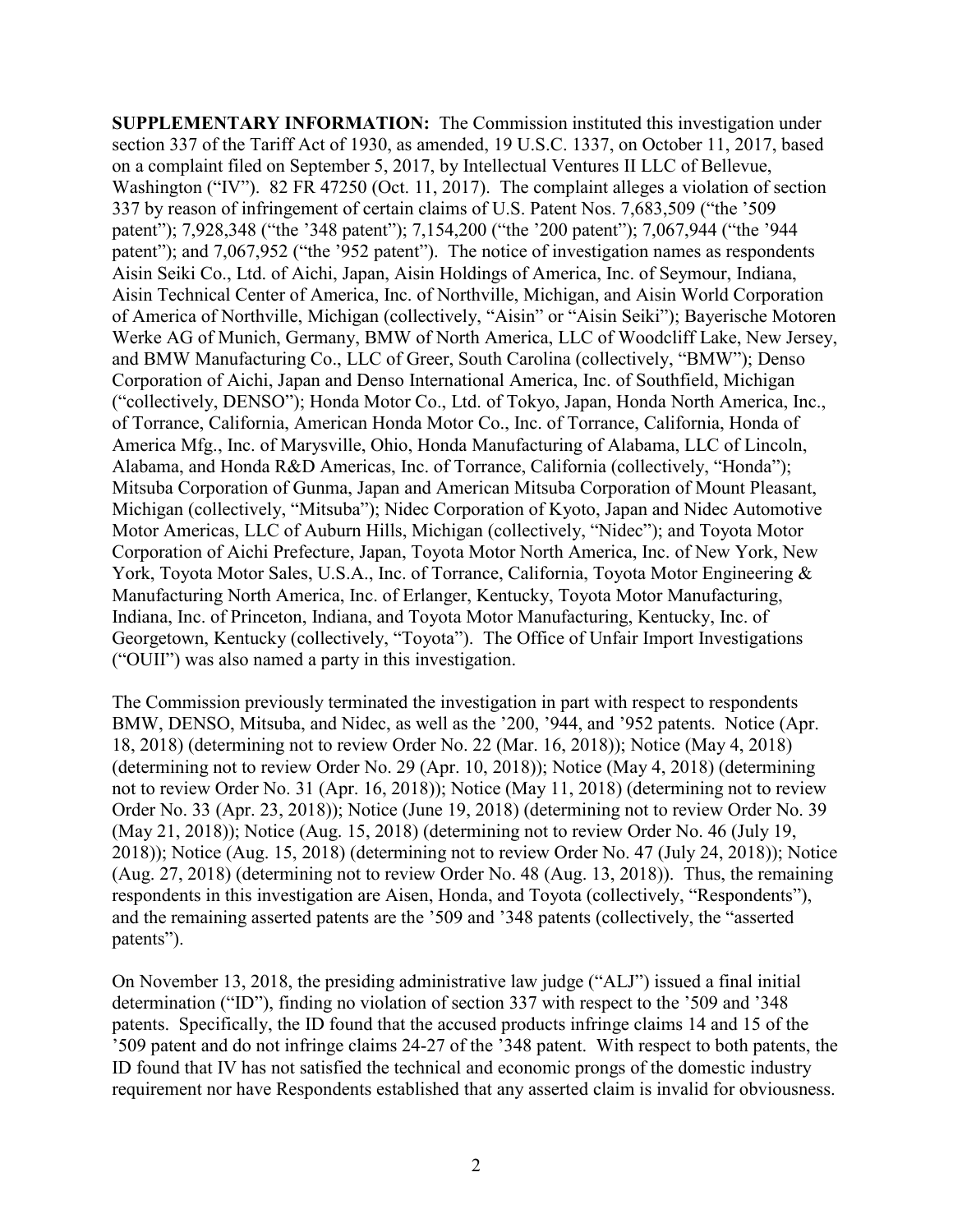**SUPPLEMENTARY INFORMATION:** The Commission instituted this investigation under section 337 of the Tariff Act of 1930, as amended, 19 U.S.C. 1337, on October 11, 2017, based on a complaint filed on September 5, 2017, by Intellectual Ventures II LLC of Bellevue, Washington ("IV"). 82 FR 47250 (Oct. 11, 2017). The complaint alleges a violation of section 337 by reason of infringement of certain claims of U.S. Patent Nos. 7,683,509 ("the '509 patent"); 7,928,348 ("the '348 patent"); 7,154,200 ("the '200 patent"); 7,067,944 ("the '944 patent"); and 7,067,952 ("the '952 patent"). The notice of investigation names as respondents Aisin Seiki Co., Ltd. of Aichi, Japan, Aisin Holdings of America, Inc. of Seymour, Indiana, Aisin Technical Center of America, Inc. of Northville, Michigan, and Aisin World Corporation of America of Northville, Michigan (collectively, "Aisin" or "Aisin Seiki"); Bayerische Motoren Werke AG of Munich, Germany, BMW of North America, LLC of Woodcliff Lake, New Jersey, and BMW Manufacturing Co., LLC of Greer, South Carolina (collectively, "BMW"); Denso Corporation of Aichi, Japan and Denso International America, Inc. of Southfield, Michigan ("collectively, DENSO"); Honda Motor Co., Ltd. of Tokyo, Japan, Honda North America, Inc., of Torrance, California, American Honda Motor Co., Inc. of Torrance, California, Honda of America Mfg., Inc. of Marysville, Ohio, Honda Manufacturing of Alabama, LLC of Lincoln, Alabama, and Honda R&D Americas, Inc. of Torrance, California (collectively, "Honda"); Mitsuba Corporation of Gunma, Japan and American Mitsuba Corporation of Mount Pleasant, Michigan (collectively, "Mitsuba"); Nidec Corporation of Kyoto, Japan and Nidec Automotive Motor Americas, LLC of Auburn Hills, Michigan (collectively, "Nidec"); and Toyota Motor Corporation of Aichi Prefecture, Japan, Toyota Motor North America, Inc. of New York, New York, Toyota Motor Sales, U.S.A., Inc. of Torrance, California, Toyota Motor Engineering & Manufacturing North America, Inc. of Erlanger, Kentucky, Toyota Motor Manufacturing, Indiana, Inc. of Princeton, Indiana, and Toyota Motor Manufacturing, Kentucky, Inc. of Georgetown, Kentucky (collectively, "Toyota"). The Office of Unfair Import Investigations ("OUII") was also named a party in this investigation.

The Commission previously terminated the investigation in part with respect to respondents BMW, DENSO, Mitsuba, and Nidec, as well as the '200, '944, and '952 patents. Notice (Apr. 18, 2018) (determining not to review Order No. 22 (Mar. 16, 2018)); Notice (May 4, 2018) (determining not to review Order No. 29 (Apr. 10, 2018)); Notice (May 4, 2018) (determining not to review Order No. 31 (Apr. 16, 2018)); Notice (May 11, 2018) (determining not to review Order No. 33 (Apr. 23, 2018)); Notice (June 19, 2018) (determining not to review Order No. 39 (May 21, 2018)); Notice (Aug. 15, 2018) (determining not to review Order No. 46 (July 19, 2018)); Notice (Aug. 15, 2018) (determining not to review Order No. 47 (July 24, 2018)); Notice (Aug. 27, 2018) (determining not to review Order No. 48 (Aug. 13, 2018)). Thus, the remaining respondents in this investigation are Aisen, Honda, and Toyota (collectively, "Respondents"), and the remaining asserted patents are the '509 and '348 patents (collectively, the "asserted patents").

On November 13, 2018, the presiding administrative law judge ("ALJ") issued a final initial determination ("ID"), finding no violation of section 337 with respect to the '509 and '348 patents. Specifically, the ID found that the accused products infringe claims 14 and 15 of the '509 patent and do not infringe claims 24-27 of the '348 patent. With respect to both patents, the ID found that IV has not satisfied the technical and economic prongs of the domestic industry requirement nor have Respondents established that any asserted claim is invalid for obviousness.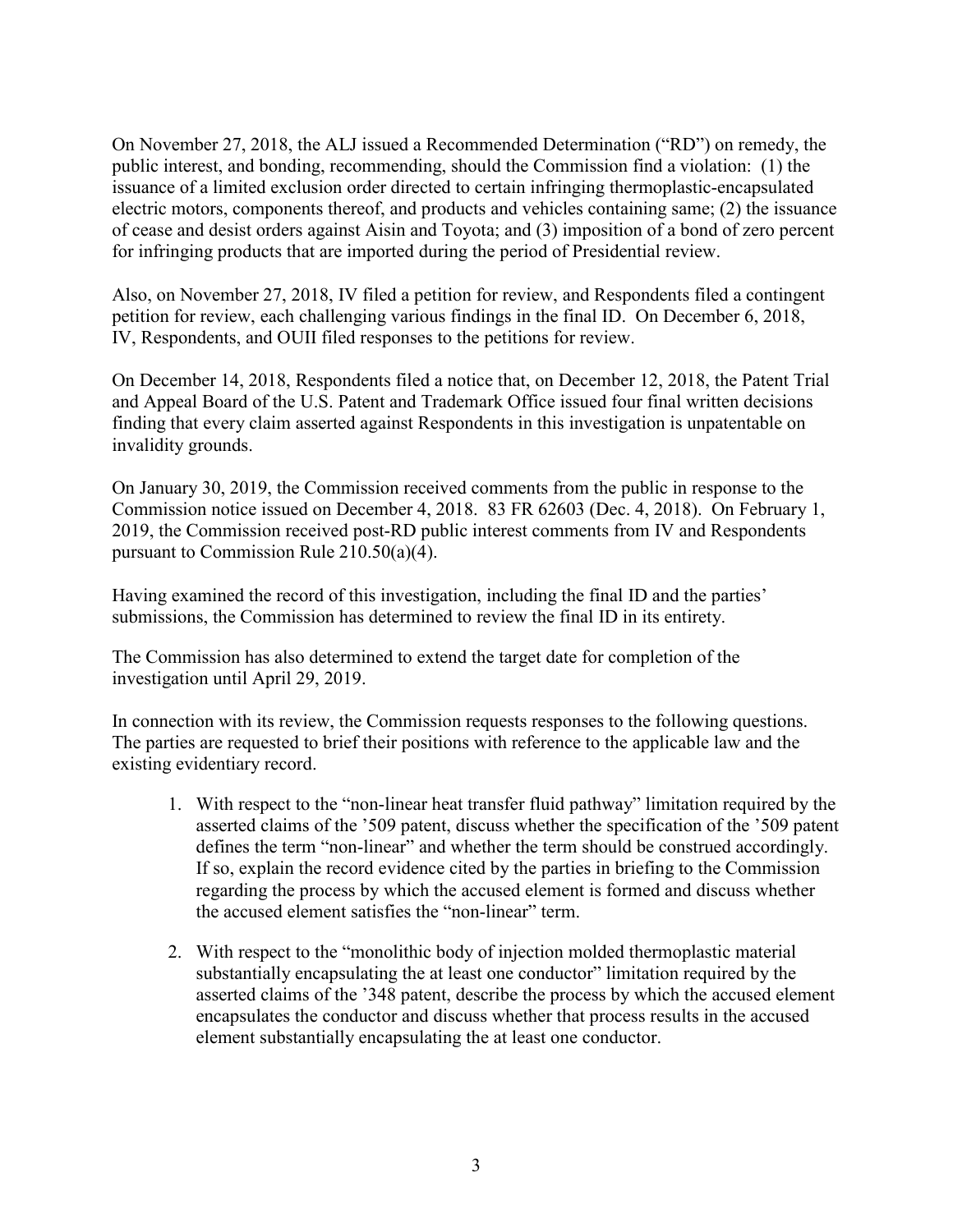On November 27, 2018, the ALJ issued a Recommended Determination ("RD") on remedy, the public interest, and bonding, recommending, should the Commission find a violation: (1) the issuance of a limited exclusion order directed to certain infringing thermoplastic-encapsulated electric motors, components thereof, and products and vehicles containing same; (2) the issuance of cease and desist orders against Aisin and Toyota; and (3) imposition of a bond of zero percent for infringing products that are imported during the period of Presidential review.

Also, on November 27, 2018, IV filed a petition for review, and Respondents filed a contingent petition for review, each challenging various findings in the final ID. On December 6, 2018, IV, Respondents, and OUII filed responses to the petitions for review.

On December 14, 2018, Respondents filed a notice that, on December 12, 2018, the Patent Trial and Appeal Board of the U.S. Patent and Trademark Office issued four final written decisions finding that every claim asserted against Respondents in this investigation is unpatentable on invalidity grounds.

On January 30, 2019, the Commission received comments from the public in response to the Commission notice issued on December 4, 2018. 83 FR 62603 (Dec. 4, 2018). On February 1, 2019, the Commission received post-RD public interest comments from IV and Respondents pursuant to Commission Rule 210.50(a)(4).

Having examined the record of this investigation, including the final ID and the parties' submissions, the Commission has determined to review the final ID in its entirety.

The Commission has also determined to extend the target date for completion of the investigation until April 29, 2019.

In connection with its review, the Commission requests responses to the following questions. The parties are requested to brief their positions with reference to the applicable law and the existing evidentiary record.

1. With respect to the "non-linear heat transfer fluid pathway" limitation required by the asserted claims of the '509 patent, discuss whether the specification of the '509 patent defines the term "non-linear" and whether the term should be construed accordingly. If so, explain the record evidence cited by the parties in briefing to the Commission regarding the process by which the accused element is formed and discuss whether the accused element satisfies the "non-linear" term.

2. With respect to the "monolithic body of injection molded thermoplastic material substantially encapsulating the at least one conductor" limitation required by the asserted claims of the '348 patent, describe the process by which the accused element encapsulates the conductor and discuss whether that process results in the accused element substantially encapsulating the at least one conductor.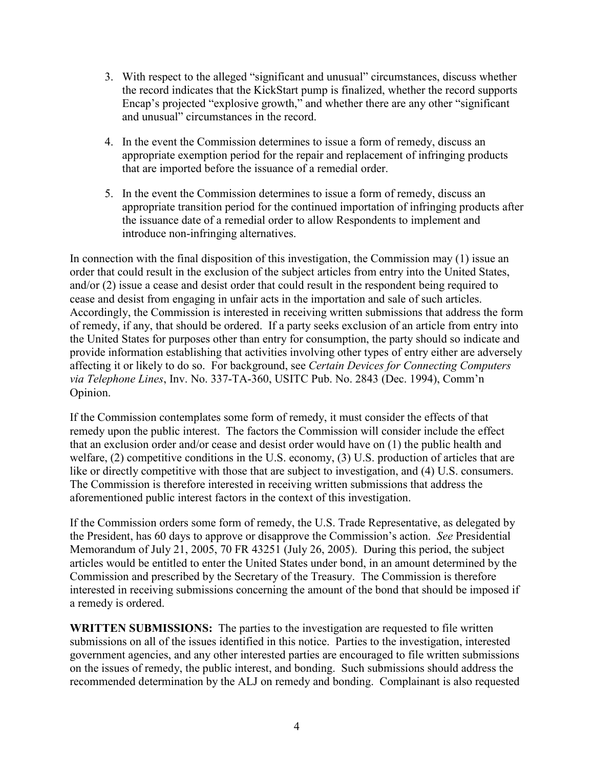3. With respect to the alleged "significant and unusual" circumstances, discuss whether the record indicates that the KickStart pump is finalized, whether the record supports Encap's projected "explosive growth," and whether there are any other "significant and unusual" circumstances in the record.

4. In the event the Commission determines to issue a form of remedy, discuss an appropriate exemption period for the repair and replacement of infringing products that are imported before the issuance of a remedial order.

5. In the event the Commission determines to issue a form of remedy, discuss an appropriate transition period for the continued importation of infringing products after the issuance date of a remedial order to allow Respondents to implement and introduce non-infringing alternatives.

In connection with the final disposition of this investigation, the Commission may (1) issue an order that could result in the exclusion of the subject articles from entry into the United States, and/or (2) issue a cease and desist order that could result in the respondent being required to cease and desist from engaging in unfair acts in the importation and sale of such articles. Accordingly, the Commission is interested in receiving written submissions that address the form of remedy, if any, that should be ordered. If a party seeks exclusion of an article from entry into the United States for purposes other than entry for consumption, the party should so indicate and provide information establishing that activities involving other types of entry either are adversely affecting it or likely to do so. For background, see *Certain Devices for Connecting Computers via Telephone Lines*, Inv. No. 337-TA-360, USITC Pub. No. 2843 (Dec. 1994), Comm'n Opinion.

If the Commission contemplates some form of remedy, it must consider the effects of that remedy upon the public interest. The factors the Commission will consider include the effect that an exclusion order and/or cease and desist order would have on (1) the public health and welfare, (2) competitive conditions in the U.S. economy, (3) U.S. production of articles that are like or directly competitive with those that are subject to investigation, and (4) U.S. consumers. The Commission is therefore interested in receiving written submissions that address the aforementioned public interest factors in the context of this investigation.

If the Commission orders some form of remedy, the U.S. Trade Representative, as delegated by the President, has 60 days to approve or disapprove the Commission's action. *See* Presidential Memorandum of July 21, 2005, 70 FR 43251 (July 26, 2005). During this period, the subject articles would be entitled to enter the United States under bond, in an amount determined by the Commission and prescribed by the Secretary of the Treasury. The Commission is therefore interested in receiving submissions concerning the amount of the bond that should be imposed if a remedy is ordered.

**WRITTEN SUBMISSIONS:** The parties to the investigation are requested to file written submissions on all of the issues identified in this notice. Parties to the investigation, interested government agencies, and any other interested parties are encouraged to file written submissions on the issues of remedy, the public interest, and bonding. Such submissions should address the recommended determination by the ALJ on remedy and bonding. Complainant is also requested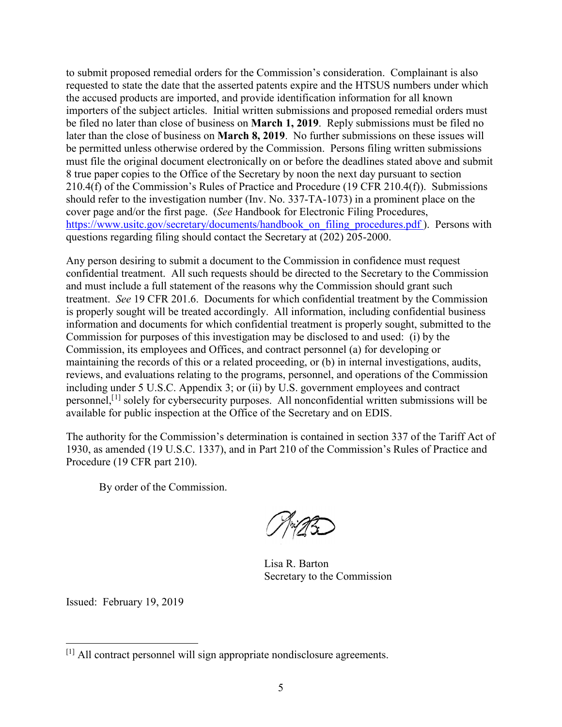to submit proposed remedial orders for the Commission's consideration. Complainant is also requested to state the date that the asserted patents expire and the HTSUS numbers under which the accused products are imported, and provide identification information for all known importers of the subject articles. Initial written submissions and proposed remedial orders must be filed no later than close of business on **March 1, 2019**. Reply submissions must be filed no later than the close of business on **March 8, 2019**. No further submissions on these issues will be permitted unless otherwise ordered by the Commission. Persons filing written submissions must file the original document electronically on or before the deadlines stated above and submit 8 true paper copies to the Office of the Secretary by noon the next day pursuant to section 210.4(f) of the Commission's Rules of Practice and Procedure (19 CFR 210.4(f)). Submissions should refer to the investigation number (Inv. No. 337-TA-1073) in a prominent place on the cover page and/or the first page. (*See* Handbook for Electronic Filing Procedures, https://www.usitc.gov/secretary/documents/handbook_on_filing_procedures.pdf ). Persons with questions regarding filing should contact the Secretary at (202) 205-2000.

Any person desiring to submit a document to the Commission in confidence must request confidential treatment. All such requests should be directed to the Secretary to the Commission and must include a full statement of the reasons why the Commission should grant such treatment. *See* 19 CFR 201.6. Documents for which confidential treatment by the Commission is properly sought will be treated accordingly. All information, including confidential business information and documents for which confidential treatment is properly sought, submitted to the Commission for purposes of this investigation may be disclosed to and used: (i) by the Commission, its employees and Offices, and contract personnel (a) for developing or maintaining the records of this or a related proceeding, or (b) in internal investigations, audits, reviews, and evaluations relating to the programs, personnel, and operations of the Commission including under 5 U.S.C. Appendix 3; or (ii) by U.S. government employees and contract personnel,[1] solely for cybersecurity purposes. All nonconfidential written submissions will be available for public inspection at the Office of the Secretary and on EDIS.

The authority for the Commission's determination is contained in section 337 of the Tariff Act of 1930, as amended (19 U.S.C. 1337), and in Part 210 of the Commission's Rules of Practice and Procedure (19 CFR part 210).

By order of the Commission.

Lisa R. Barton
Secretary to the Commission

Issued: February 19, 2019

---

[1] All contract personnel will sign appropriate nondisclosure agreements.